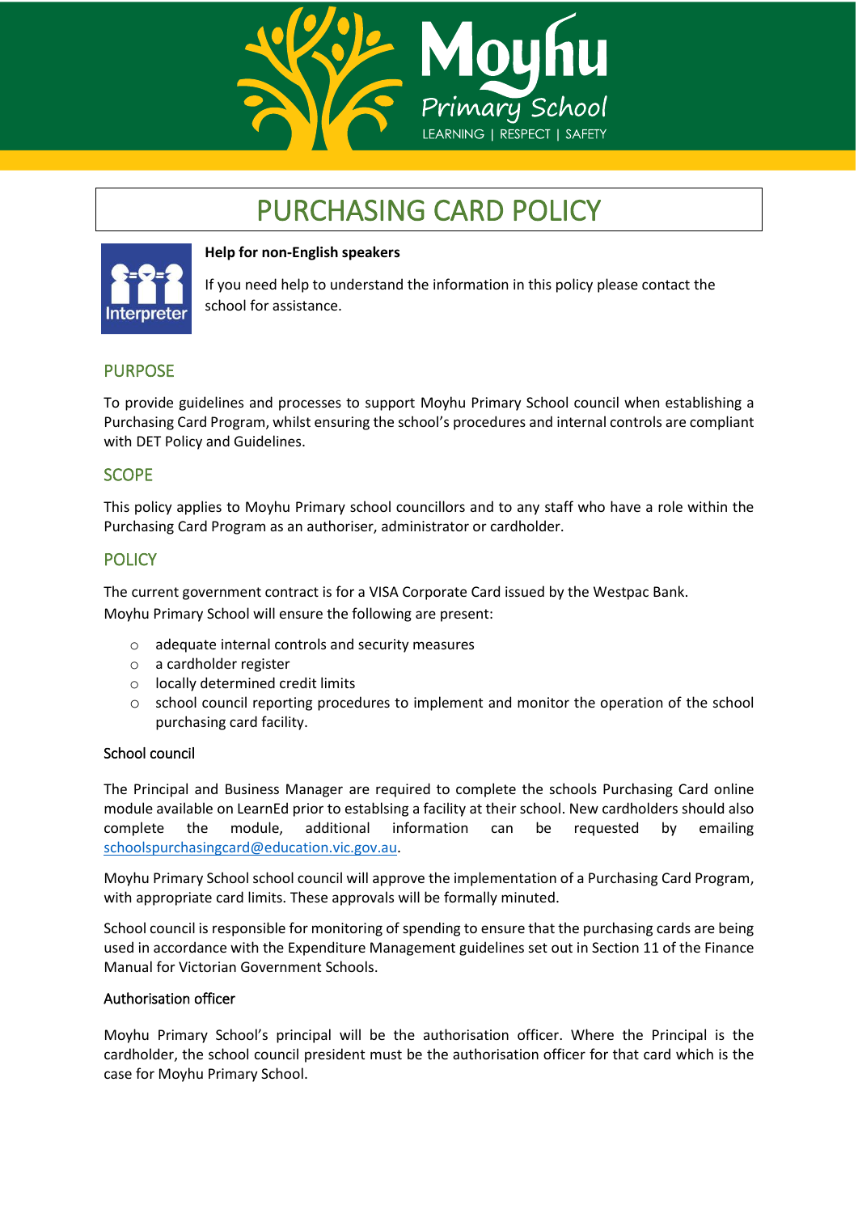# PURCHASING CARD POLICY

**Help for non-English speakers**

If you need help to understand the information in this policy please contact the school for assistance.

## PURPOSE

To provide guidelines and processes to support Moyhu Primary School council when establishing a Purchasing Card Program, whilst ensuring the school's procedures and internal controls are compliant with DET Policy and Guidelines.

## SCOPE

This policy applies to Moyhu Primary school councillors and to any staff who have a role within the Purchasing Card Program as an authoriser, administrator or cardholder.

## POLICY

The current government contract is for a VISA Corporate Card issued by the Westpac Bank.
Moyhu Primary School will ensure the following are present:

- adequate internal controls and security measures
- a cardholder register
- locally determined credit limits
- school council reporting procedures to implement and monitor the operation of the school purchasing card facility.

### School council

The Principal and Business Manager are required to complete the schools Purchasing Card online module available on LearnEd prior to establsing a facility at their school. New cardholders should also complete the module, additional information can be requested by emailing schoolspurchasingcard@education.vic.gov.au.

Moyhu Primary School school council will approve the implementation of a Purchasing Card Program, with appropriate card limits. These approvals will be formally minuted.

School council is responsible for monitoring of spending to ensure that the purchasing cards are being used in accordance with the Expenditure Management guidelines set out in Section 11 of the Finance Manual for Victorian Government Schools.

### Authorisation officer

Moyhu Primary School's principal will be the authorisation officer. Where the Principal is the cardholder, the school council president must be the authorisation officer for that card which is the case for Moyhu Primary School.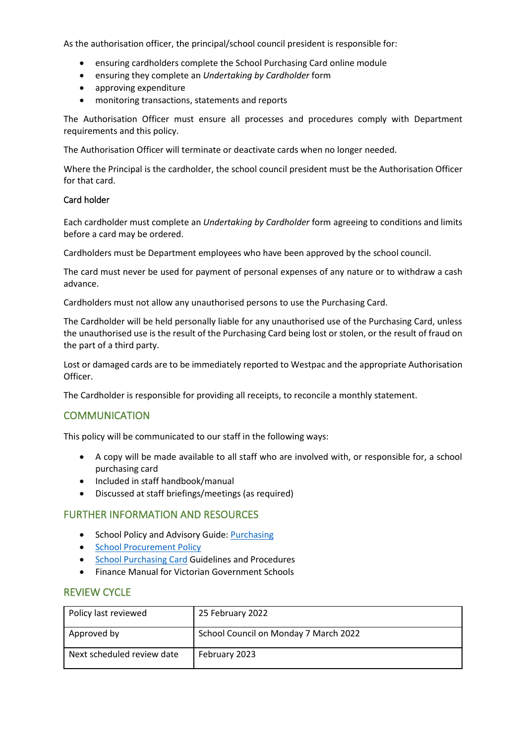As the authorisation officer, the principal/school council president is responsible for:

- ensuring cardholders complete the School Purchasing Card online module
- ensuring they complete an *Undertaking by Cardholder* form
- approving expenditure
- monitoring transactions, statements and reports

The Authorisation Officer must ensure all processes and procedures comply with Department requirements and this policy.

The Authorisation Officer will terminate or deactivate cards when no longer needed.

Where the Principal is the cardholder, the school council president must be the Authorisation Officer for that card.

Card holder

Each cardholder must complete an *Undertaking by Cardholder* form agreeing to conditions and limits before a card may be ordered.

Cardholders must be Department employees who have been approved by the school council.

The card must never be used for payment of personal expenses of any nature or to withdraw a cash advance.

Cardholders must not allow any unauthorised persons to use the Purchasing Card.

The Cardholder will be held personally liable for any unauthorised use of the Purchasing Card, unless the unauthorised use is the result of the Purchasing Card being lost or stolen, or the result of fraud on the part of a third party.

Lost or damaged cards are to be immediately reported to Westpac and the appropriate Authorisation Officer.

The Cardholder is responsible for providing all receipts, to reconcile a monthly statement.

## COMMUNICATION

This policy will be communicated to our staff in the following ways:

- A copy will be made available to all staff who are involved with, or responsible for, a school purchasing card
- Included in staff handbook/manual
- Discussed at staff briefings/meetings (as required)

## FURTHER INFORMATION AND RESOURCES

- School Policy and Advisory Guide: Purchasing
- School Procurement Policy
- School Purchasing Card Guidelines and Procedures
- Finance Manual for Victorian Government Schools

## REVIEW CYCLE

| | |
|---|---|
| Policy last reviewed | 25 February 2022 |
| Approved by | School Council on Monday 7 March 2022 |
| Next scheduled review date | February 2023 |